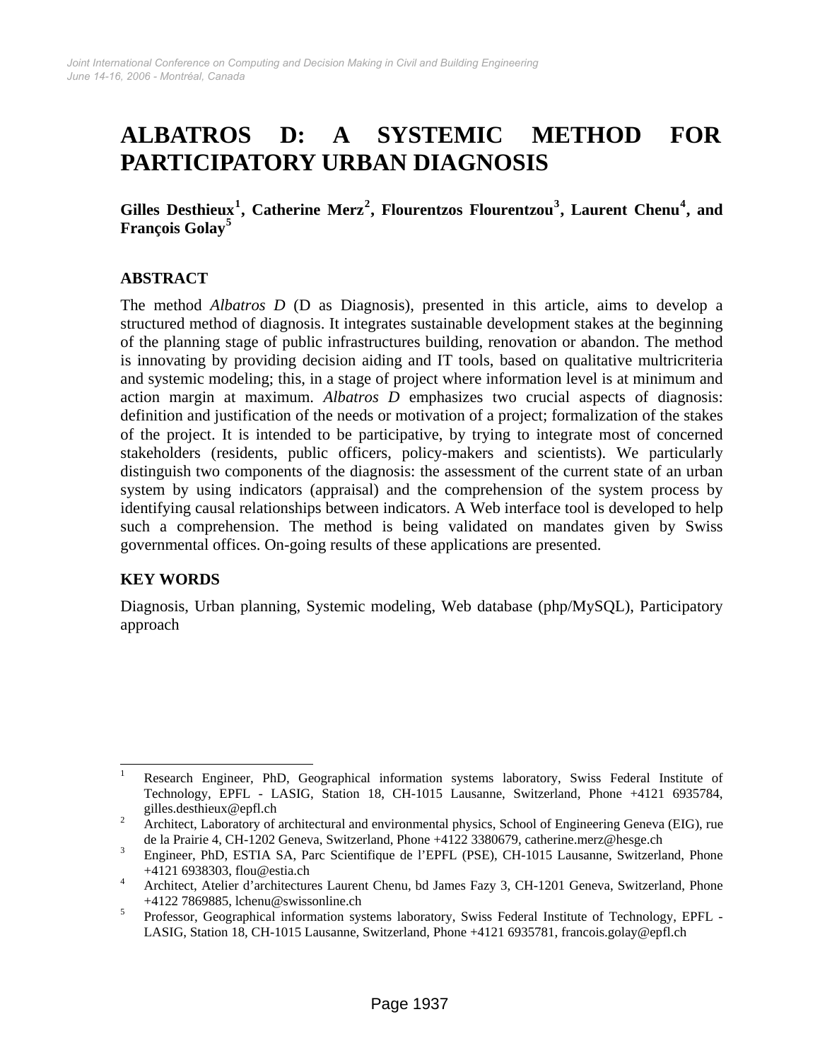# ALBATROS D: A SYSTEMIC METHOD FOR PARTICIPATORY URBAN DIAGNOSIS

**Gilles Desthieux[1], Catherine Merz[2], Flourentzos Flourentzou[3], Laurent Chenu[4], and François Golay[5]**

## ABSTRACT

The method *Albatros D* (D as Diagnosis), presented in this article, aims to develop a structured method of diagnosis. It integrates sustainable development stakes at the beginning of the planning stage of public infrastructures building, renovation or abandon. The method is innovating by providing decision aiding and IT tools, based on qualitative multricriteria and systemic modeling; this, in a stage of project where information level is at minimum and action margin at maximum. *Albatros D* emphasizes two crucial aspects of diagnosis: definition and justification of the needs or motivation of a project; formalization of the stakes of the project. It is intended to be participative, by trying to integrate most of concerned stakeholders (residents, public officers, policy-makers and scientists). We particularly distinguish two components of the diagnosis: the assessment of the current state of an urban system by using indicators (appraisal) and the comprehension of the system process by identifying causal relationships between indicators. A Web interface tool is developed to help such a comprehension. The method is being validated on mandates given by Swiss governmental offices. On-going results of these applications are presented.

## KEY WORDS

Diagnosis, Urban planning, Systemic modeling, Web database (php/MySQL), Participatory approach

---

[1] Research Engineer, PhD, Geographical information systems laboratory, Swiss Federal Institute of Technology, EPFL - LASIG, Station 18, CH-1015 Lausanne, Switzerland, Phone +4121 6935784, gilles.desthieux@epfl.ch

[2] Architect, Laboratory of architectural and environmental physics, School of Engineering Geneva (EIG), rue de la Prairie 4, CH-1202 Geneva, Switzerland, Phone +4122 3380679, catherine.merz@hesge.ch

[3] Engineer, PhD, ESTIA SA, Parc Scientifique de l'EPFL (PSE), CH-1015 Lausanne, Switzerland, Phone +4121 6938303, flou@estia.ch

[4] Architect, Atelier d'architectures Laurent Chenu, bd James Fazy 3, CH-1201 Geneva, Switzerland, Phone +4122 7869885, lchenu@swissonline.ch

[5] Professor, Geographical information systems laboratory, Swiss Federal Institute of Technology, EPFL - LASIG, Station 18, CH-1015 Lausanne, Switzerland, Phone +4121 6935781, francois.golay@epfl.ch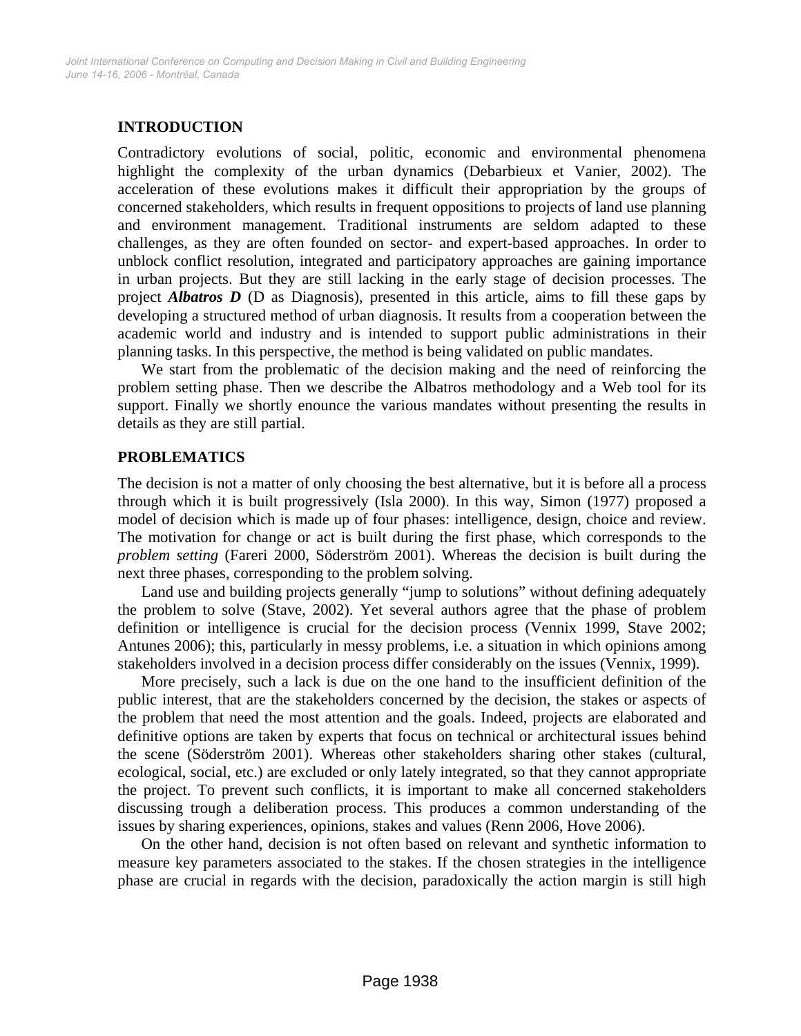## INTRODUCTION

Contradictory evolutions of social, politic, economic and environmental phenomena highlight the complexity of the urban dynamics (Debarbieux et Vanier, 2002). The acceleration of these evolutions makes it difficult their appropriation by the groups of concerned stakeholders, which results in frequent oppositions to projects of land use planning and environment management. Traditional instruments are seldom adapted to these challenges, as they are often founded on sector- and expert-based approaches. In order to unblock conflict resolution, integrated and participatory approaches are gaining importance in urban projects. But they are still lacking in the early stage of decision processes. The project ***Albatros D*** (D as Diagnosis), presented in this article, aims to fill these gaps by developing a structured method of urban diagnosis. It results from a cooperation between the academic world and industry and is intended to support public administrations in their planning tasks. In this perspective, the method is being validated on public mandates.

We start from the problematic of the decision making and the need of reinforcing the problem setting phase. Then we describe the Albatros methodology and a Web tool for its support. Finally we shortly enounce the various mandates without presenting the results in details as they are still partial.

## PROBLEMATICS

The decision is not a matter of only choosing the best alternative, but it is before all a process through which it is built progressively (Isla 2000). In this way, Simon (1977) proposed a model of decision which is made up of four phases: intelligence, design, choice and review. The motivation for change or act is built during the first phase, which corresponds to the *problem setting* (Fareri 2000, Söderström 2001). Whereas the decision is built during the next three phases, corresponding to the problem solving.

Land use and building projects generally "jump to solutions" without defining adequately the problem to solve (Stave, 2002). Yet several authors agree that the phase of problem definition or intelligence is crucial for the decision process (Vennix 1999, Stave 2002; Antunes 2006); this, particularly in messy problems, i.e. a situation in which opinions among stakeholders involved in a decision process differ considerably on the issues (Vennix, 1999).

More precisely, such a lack is due on the one hand to the insufficient definition of the public interest, that are the stakeholders concerned by the decision, the stakes or aspects of the problem that need the most attention and the goals. Indeed, projects are elaborated and definitive options are taken by experts that focus on technical or architectural issues behind the scene (Söderström 2001). Whereas other stakeholders sharing other stakes (cultural, ecological, social, etc.) are excluded or only lately integrated, so that they cannot appropriate the project. To prevent such conflicts, it is important to make all concerned stakeholders discussing trough a deliberation process. This produces a common understanding of the issues by sharing experiences, opinions, stakes and values (Renn 2006, Hove 2006).

On the other hand, decision is not often based on relevant and synthetic information to measure key parameters associated to the stakes. If the chosen strategies in the intelligence phase are crucial in regards with the decision, paradoxically the action margin is still high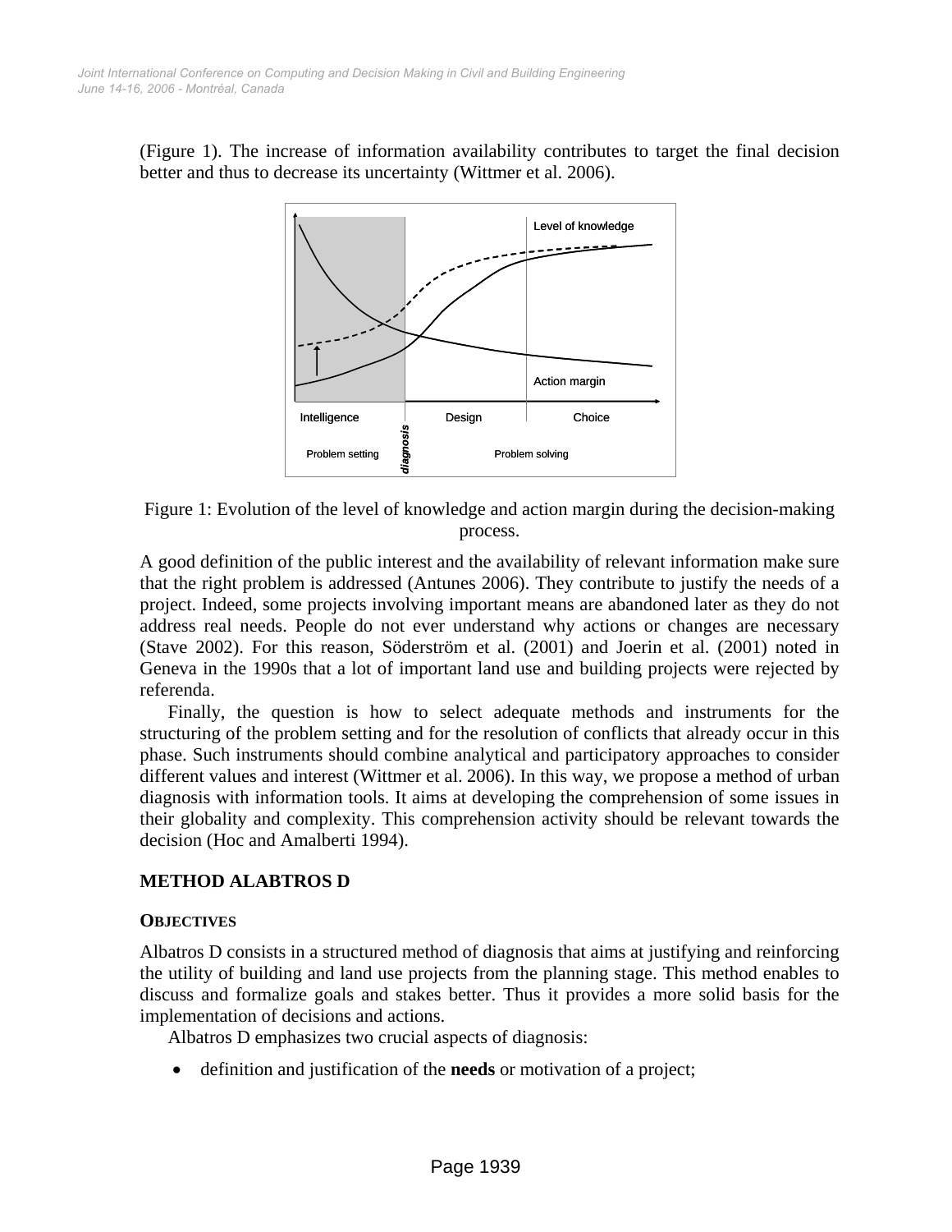(Figure 1). The increase of information availability contributes to target the final decision better and thus to decrease its uncertainty (Wittmer et al. 2006).

Figure 1: Evolution of the level of knowledge and action margin during the decision-making process.

A good definition of the public interest and the availability of relevant information make sure that the right problem is addressed (Antunes 2006). They contribute to justify the needs of a project. Indeed, some projects involving important means are abandoned later as they do not address real needs. People do not ever understand why actions or changes are necessary (Stave 2002). For this reason, Söderström et al. (2001) and Joerin et al. (2001) noted in Geneva in the 1990s that a lot of important land use and building projects were rejected by referenda.

Finally, the question is how to select adequate methods and instruments for the structuring of the problem setting and for the resolution of conflicts that already occur in this phase. Such instruments should combine analytical and participatory approaches to consider different values and interest (Wittmer et al. 2006). In this way, we propose a method of urban diagnosis with information tools. It aims at developing the comprehension of some issues in their globality and complexity. This comprehension activity should be relevant towards the decision (Hoc and Amalberti 1994).

## METHOD ALABTROS D

### OBJECTIVES

Albatros D consists in a structured method of diagnosis that aims at justifying and reinforcing the utility of building and land use projects from the planning stage. This method enables to discuss and formalize goals and stakes better. Thus it provides a more solid basis for the implementation of decisions and actions.

Albatros D emphasizes two crucial aspects of diagnosis:

- definition and justification of the **needs** or motivation of a project;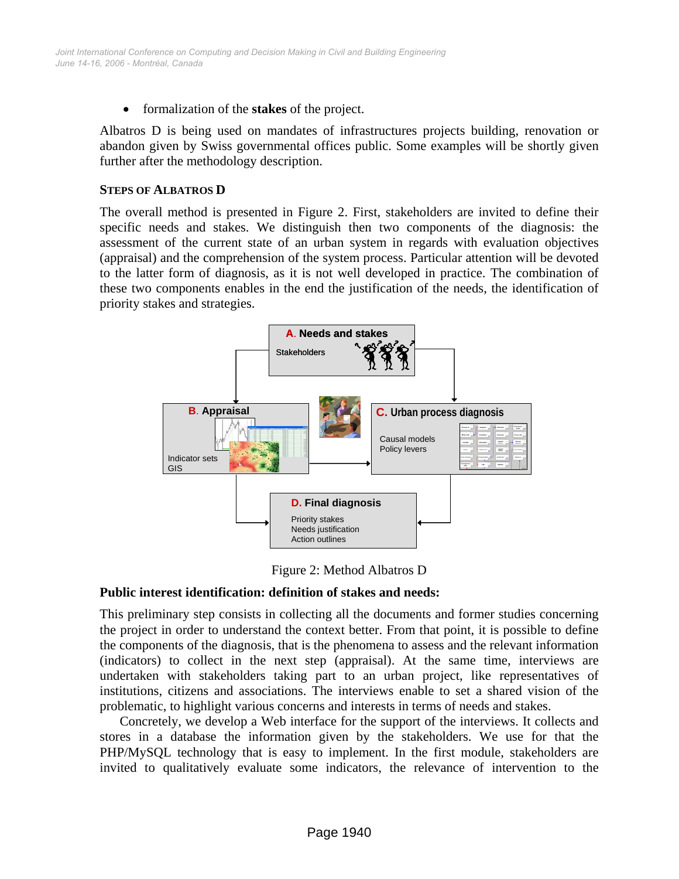- formalization of the **stakes** of the project.

Albatros D is being used on mandates of infrastructures projects building, renovation or abandon given by Swiss governmental offices public. Some examples will be shortly given further after the methodology description.

### STEPS OF ALBATROS D

The overall method is presented in Figure 2. First, stakeholders are invited to define their specific needs and stakes. We distinguish then two components of the diagnosis: the assessment of the current state of an urban system in regards with evaluation objectives (appraisal) and the comprehension of the system process. Particular attention will be devoted to the latter form of diagnosis, as it is not well developed in practice. The combination of these two components enables in the end the justification of the needs, the identification of priority stakes and strategies.

**A. Needs and stakes**
Stakeholders

**B. Appraisal**
Indicator sets
GIS

**C. Urban process diagnosis**
Causal models
Policy levers

**D. Final diagnosis**
Priority stakes
Needs justification
Action outlines

Figure 2: Method Albatros D

**Public interest identification: definition of stakes and needs:**

This preliminary step consists in collecting all the documents and former studies concerning the project in order to understand the context better. From that point, it is possible to define the components of the diagnosis, that is the phenomena to assess and the relevant information (indicators) to collect in the next step (appraisal). At the same time, interviews are undertaken with stakeholders taking part to an urban project, like representatives of institutions, citizens and associations. The interviews enable to set a shared vision of the problematic, to highlight various concerns and interests in terms of needs and stakes.

Concretely, we develop a Web interface for the support of the interviews. It collects and stores in a database the information given by the stakeholders. We use for that the PHP/MySQL technology that is easy to implement. In the first module, stakeholders are invited to qualitatively evaluate some indicators, the relevance of intervention to the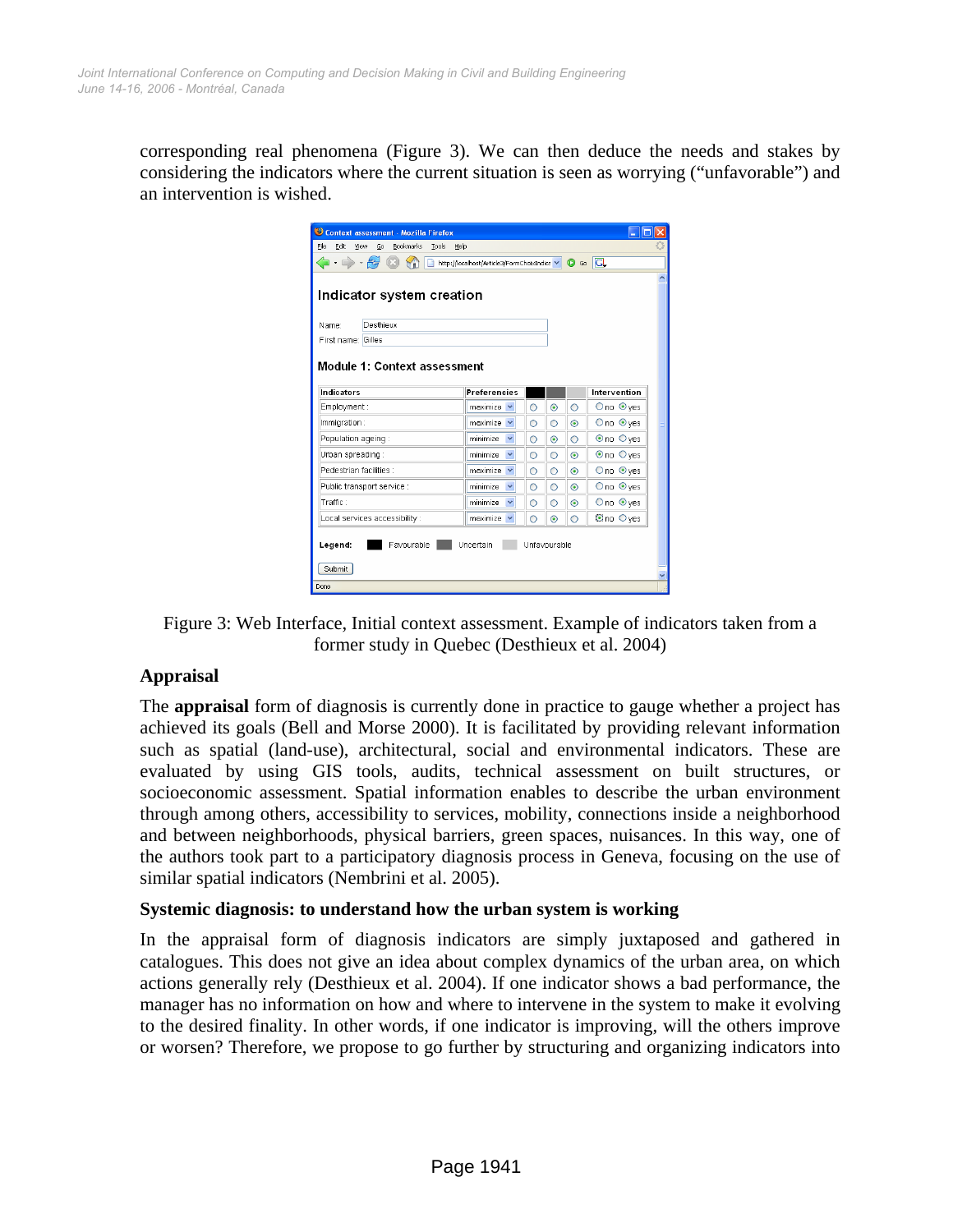corresponding real phenomena (Figure 3). We can then deduce the needs and stakes by considering the indicators where the current situation is seen as worrying ("unfavorable") and an intervention is wished.

Figure 3: Web Interface, Initial context assessment. Example of indicators taken from a former study in Quebec (Desthieux et al. 2004)

## Appraisal

The **appraisal** form of diagnosis is currently done in practice to gauge whether a project has achieved its goals (Bell and Morse 2000). It is facilitated by providing relevant information such as spatial (land-use), architectural, social and environmental indicators. These are evaluated by using GIS tools, audits, technical assessment on built structures, or socioeconomic assessment. Spatial information enables to describe the urban environment through among others, accessibility to services, mobility, connections inside a neighborhood and between neighborhoods, physical barriers, green spaces, nuisances. In this way, one of the authors took part to a participatory diagnosis process in Geneva, focusing on the use of similar spatial indicators (Nembrini et al. 2005).

### Systemic diagnosis: to understand how the urban system is working

In the appraisal form of diagnosis indicators are simply juxtaposed and gathered in catalogues. This does not give an idea about complex dynamics of the urban area, on which actions generally rely (Desthieux et al. 2004). If one indicator shows a bad performance, the manager has no information on how and where to intervene in the system to make it evolving to the desired finality. In other words, if one indicator is improving, will the others improve or worsen? Therefore, we propose to go further by structuring and organizing indicators into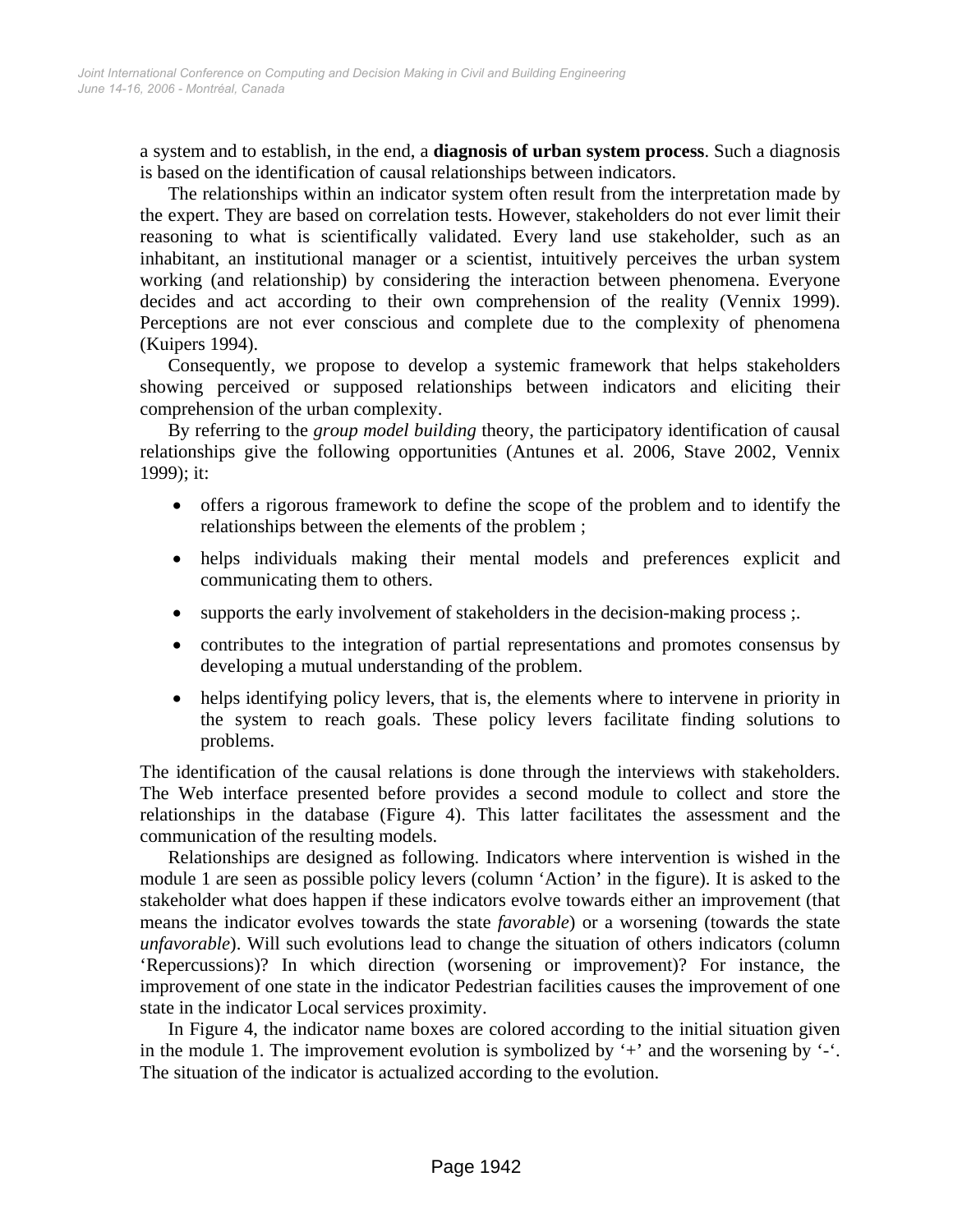a system and to establish, in the end, a **diagnosis of urban system process**. Such a diagnosis is based on the identification of causal relationships between indicators.

The relationships within an indicator system often result from the interpretation made by the expert. They are based on correlation tests. However, stakeholders do not ever limit their reasoning to what is scientifically validated. Every land use stakeholder, such as an inhabitant, an institutional manager or a scientist, intuitively perceives the urban system working (and relationship) by considering the interaction between phenomena. Everyone decides and act according to their own comprehension of the reality (Vennix 1999). Perceptions are not ever conscious and complete due to the complexity of phenomena (Kuipers 1994).

Consequently, we propose to develop a systemic framework that helps stakeholders showing perceived or supposed relationships between indicators and eliciting their comprehension of the urban complexity.

By referring to the *group model building* theory, the participatory identification of causal relationships give the following opportunities (Antunes et al. 2006, Stave 2002, Vennix 1999); it:

- offers a rigorous framework to define the scope of the problem and to identify the relationships between the elements of the problem ;
- helps individuals making their mental models and preferences explicit and communicating them to others.
- supports the early involvement of stakeholders in the decision-making process ;.
- contributes to the integration of partial representations and promotes consensus by developing a mutual understanding of the problem.
- helps identifying policy levers, that is, the elements where to intervene in priority in the system to reach goals. These policy levers facilitate finding solutions to problems.

The identification of the causal relations is done through the interviews with stakeholders. The Web interface presented before provides a second module to collect and store the relationships in the database (Figure 4). This latter facilitates the assessment and the communication of the resulting models.

Relationships are designed as following. Indicators where intervention is wished in the module 1 are seen as possible policy levers (column 'Action' in the figure). It is asked to the stakeholder what does happen if these indicators evolve towards either an improvement (that means the indicator evolves towards the state *favorable*) or a worsening (towards the state *unfavorable*). Will such evolutions lead to change the situation of others indicators (column 'Repercussions)? In which direction (worsening or improvement)? For instance, the improvement of one state in the indicator Pedestrian facilities causes the improvement of one state in the indicator Local services proximity.

In Figure 4, the indicator name boxes are colored according to the initial situation given in the module 1. The improvement evolution is symbolized by '+' and the worsening by '-'. The situation of the indicator is actualized according to the evolution.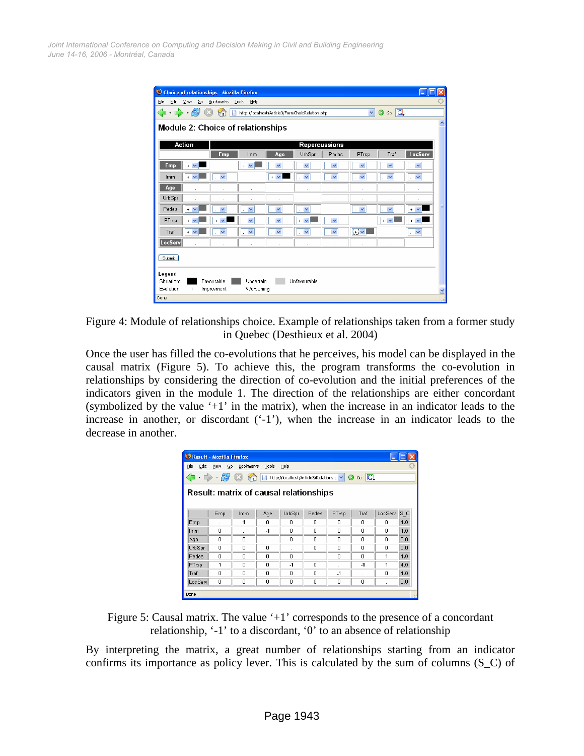Figure 4: Module of relationships choice. Example of relationships taken from a former study in Quebec (Desthieux et al. 2004)

Once the user has filled the co-evolutions that he perceives, his model can be displayed in the causal matrix (Figure 5). To achieve this, the program transforms the co-evolution in relationships by considering the direction of co-evolution and the initial preferences of the indicators given in the module 1. The direction of the relationships are either concordant (symbolized by the value '+1' in the matrix), when the increase in an indicator leads to the increase in another, or discordant ('-1'), when the increase in an indicator leads to the decrease in another.

**Result: matrix of causal relationships**

| | Emp | Imm | Age | UrbSpr | Pedes | PTrsp | Traf | LocServ | S_C |
|---|---|---|---|---|---|---|---|---|---|
| Emp | . | 1 | 0 | 0 | 0 | 0 | 0 | 0 | 1.0 |
| Imm | 0 | . | -1 | 0 | 0 | 0 | 0 | 0 | 1.0 |
| Age | 0 | 0 | . | 0 | 0 | 0 | 0 | 0 | 0.0 |
| UrbSpr | 0 | 0 | 0 | . | 0 | 0 | 0 | 0 | 0.0 |
| Pedes | 0 | 0 | 0 | 0 | . | 0 | 0 | 1 | 1.0 |
| PTrsp | 1 | 0 | 0 | -1 | 0 | . | -1 | 1 | 4.0 |
| Traf | 0 | 0 | 0 | 0 | 0 | -1 | . | 0 | 1.0 |
| LocServ | 0 | 0 | 0 | 0 | 0 | 0 | 0 | . | 0.0 |

Figure 5: Causal matrix. The value '+1' corresponds to the presence of a concordant relationship, '-1' to a discordant, '0' to an absence of relationship

By interpreting the matrix, a great number of relationships starting from an indicator confirms its importance as policy lever. This is calculated by the sum of columns (S_C) of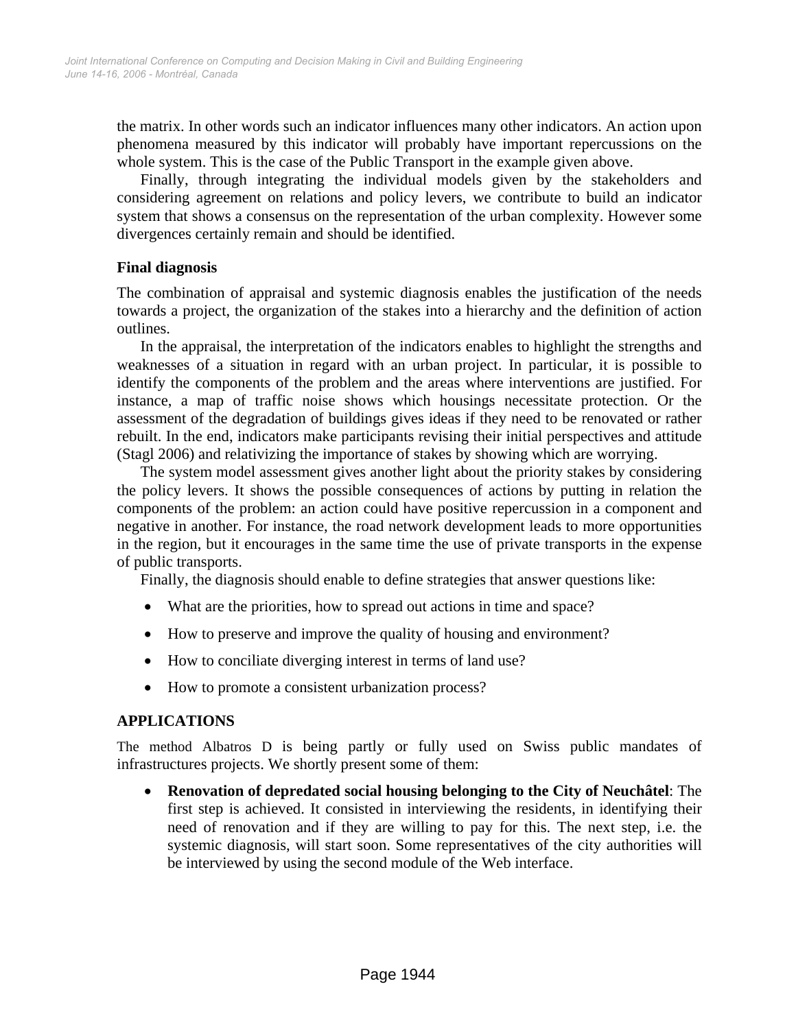the matrix. In other words such an indicator influences many other indicators. An action upon phenomena measured by this indicator will probably have important repercussions on the whole system. This is the case of the Public Transport in the example given above.

Finally, through integrating the individual models given by the stakeholders and considering agreement on relations and policy levers, we contribute to build an indicator system that shows a consensus on the representation of the urban complexity. However some divergences certainly remain and should be identified.

### Final diagnosis

The combination of appraisal and systemic diagnosis enables the justification of the needs towards a project, the organization of the stakes into a hierarchy and the definition of action outlines.

In the appraisal, the interpretation of the indicators enables to highlight the strengths and weaknesses of a situation in regard with an urban project. In particular, it is possible to identify the components of the problem and the areas where interventions are justified. For instance, a map of traffic noise shows which housings necessitate protection. Or the assessment of the degradation of buildings gives ideas if they need to be renovated or rather rebuilt. In the end, indicators make participants revising their initial perspectives and attitude (Stagl 2006) and relativizing the importance of stakes by showing which are worrying.

The system model assessment gives another light about the priority stakes by considering the policy levers. It shows the possible consequences of actions by putting in relation the components of the problem: an action could have positive repercussion in a component and negative in another. For instance, the road network development leads to more opportunities in the region, but it encourages in the same time the use of private transports in the expense of public transports.

Finally, the diagnosis should enable to define strategies that answer questions like:

- What are the priorities, how to spread out actions in time and space?
- How to preserve and improve the quality of housing and environment?
- How to conciliate diverging interest in terms of land use?
- How to promote a consistent urbanization process?

## APPLICATIONS

The method Albatros D is being partly or fully used on Swiss public mandates of infrastructures projects. We shortly present some of them:

- **Renovation of depredated social housing belonging to the City of Neuchâtel**: The first step is achieved. It consisted in interviewing the residents, in identifying their need of renovation and if they are willing to pay for this. The next step, i.e. the systemic diagnosis, will start soon. Some representatives of the city authorities will be interviewed by using the second module of the Web interface.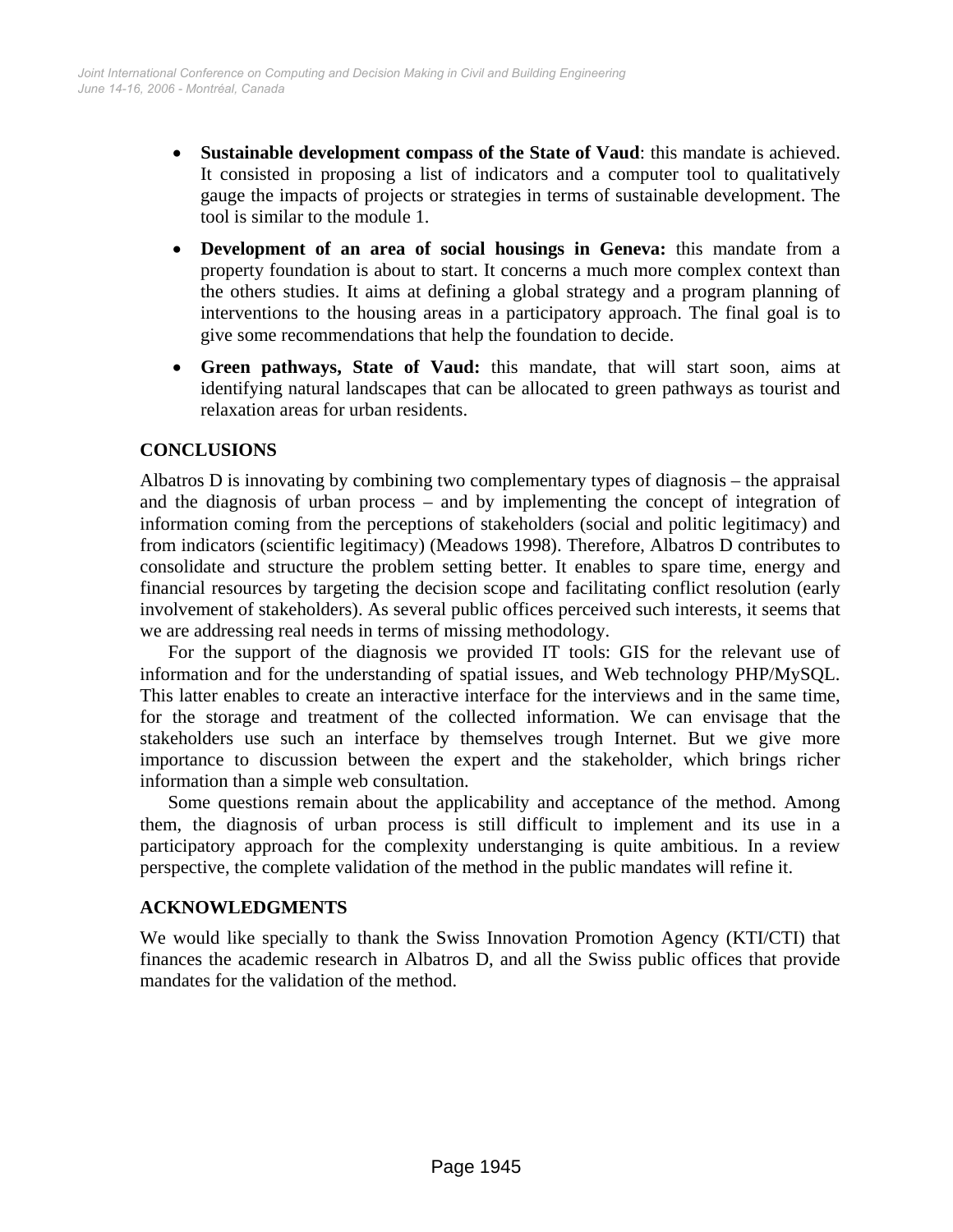- **Sustainable development compass of the State of Vaud**: this mandate is achieved. It consisted in proposing a list of indicators and a computer tool to qualitatively gauge the impacts of projects or strategies in terms of sustainable development. The tool is similar to the module 1.
- **Development of an area of social housings in Geneva:** this mandate from a property foundation is about to start. It concerns a much more complex context than the others studies. It aims at defining a global strategy and a program planning of interventions to the housing areas in a participatory approach. The final goal is to give some recommendations that help the foundation to decide.
- **Green pathways, State of Vaud:** this mandate, that will start soon, aims at identifying natural landscapes that can be allocated to green pathways as tourist and relaxation areas for urban residents.

## CONCLUSIONS

Albatros D is innovating by combining two complementary types of diagnosis – the appraisal and the diagnosis of urban process – and by implementing the concept of integration of information coming from the perceptions of stakeholders (social and politic legitimacy) and from indicators (scientific legitimacy) (Meadows 1998). Therefore, Albatros D contributes to consolidate and structure the problem setting better. It enables to spare time, energy and financial resources by targeting the decision scope and facilitating conflict resolution (early involvement of stakeholders). As several public offices perceived such interests, it seems that we are addressing real needs in terms of missing methodology.

For the support of the diagnosis we provided IT tools: GIS for the relevant use of information and for the understanding of spatial issues, and Web technology PHP/MySQL. This latter enables to create an interactive interface for the interviews and in the same time, for the storage and treatment of the collected information. We can envisage that the stakeholders use such an interface by themselves trough Internet. But we give more importance to discussion between the expert and the stakeholder, which brings richer information than a simple web consultation.

Some questions remain about the applicability and acceptance of the method. Among them, the diagnosis of urban process is still difficult to implement and its use in a participatory approach for the complexity understanging is quite ambitious. In a review perspective, the complete validation of the method in the public mandates will refine it.

## ACKNOWLEDGMENTS

We would like specially to thank the Swiss Innovation Promotion Agency (KTI/CTI) that finances the academic research in Albatros D, and all the Swiss public offices that provide mandates for the validation of the method.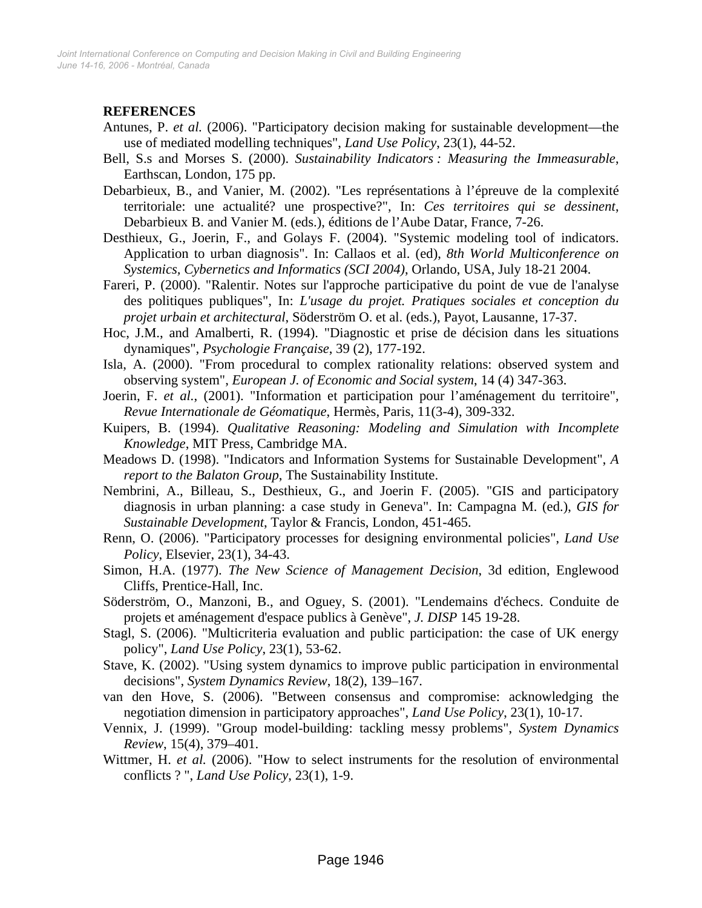## REFERENCES

Antunes, P. *et al.* (2006). "Participatory decision making for sustainable development—the use of mediated modelling techniques", *Land Use Policy*, 23(1), 44-52.

Bell, S.s and Morses S. (2000). *Sustainability Indicators : Measuring the Immeasurable*, Earthscan, London, 175 pp.

Debarbieux, B., and Vanier, M. (2002). "Les représentations à l'épreuve de la complexité territoriale: une actualité? une prospective?", In: *Ces territoires qui se dessinent*, Debarbieux B. and Vanier M. (eds.), éditions de l'Aube Datar, France, 7-26.

Desthieux, G., Joerin, F., and Golays F. (2004). "Systemic modeling tool of indicators. Application to urban diagnosis". In: Callaos et al. (ed), *8th World Multiconference on Systemics, Cybernetics and Informatics (SCI 2004)*, Orlando, USA, July 18-21 2004.

Fareri, P. (2000). "Ralentir. Notes sur l'approche participative du point de vue de l'analyse des politiques publiques", In: *L'usage du projet. Pratiques sociales et conception du projet urbain et architectural*, Söderström O. et al. (eds.), Payot, Lausanne, 17-37.

Hoc, J.M., and Amalberti, R. (1994). "Diagnostic et prise de décision dans les situations dynamiques", *Psychologie Française*, 39 (2), 177-192.

Isla, A. (2000). "From procedural to complex rationality relations: observed system and observing system", *European J. of Economic and Social system*, 14 (4) 347-363.

Joerin, F. *et al.*, (2001). "Information et participation pour l'aménagement du territoire", *Revue Internationale de Géomatique*, Hermès, Paris, 11(3-4), 309-332.

Kuipers, B. (1994). *Qualitative Reasoning: Modeling and Simulation with Incomplete Knowledge*, MIT Press, Cambridge MA.

Meadows D. (1998). "Indicators and Information Systems for Sustainable Development", *A report to the Balaton Group*, The Sustainability Institute.

Nembrini, A., Billeau, S., Desthieux, G., and Joerin F. (2005). "GIS and participatory diagnosis in urban planning: a case study in Geneva". In: Campagna M. (ed.), *GIS for Sustainable Development*, Taylor & Francis, London, 451-465.

Renn, O. (2006). "Participatory processes for designing environmental policies", *Land Use Policy*, Elsevier, 23(1), 34-43.

Simon, H.A. (1977). *The New Science of Management Decision*, 3d edition, Englewood Cliffs, Prentice-Hall, Inc.

Söderström, O., Manzoni, B., and Oguey, S. (2001). "Lendemains d'échecs. Conduite de projets et aménagement d'espace publics à Genève", *J. DISP* 145 19-28.

Stagl, S. (2006). "Multicriteria evaluation and public participation: the case of UK energy policy", *Land Use Policy*, 23(1), 53-62.

Stave, K. (2002). "Using system dynamics to improve public participation in environmental decisions", *System Dynamics Review*, 18(2), 139–167.

van den Hove, S. (2006). "Between consensus and compromise: acknowledging the negotiation dimension in participatory approaches", *Land Use Policy*, 23(1), 10-17.

Vennix, J. (1999). "Group model-building: tackling messy problems", *System Dynamics Review*, 15(4), 379–401.

Wittmer, H. *et al.* (2006). "How to select instruments for the resolution of environmental conflicts ? ", *Land Use Policy*, 23(1), 1-9.